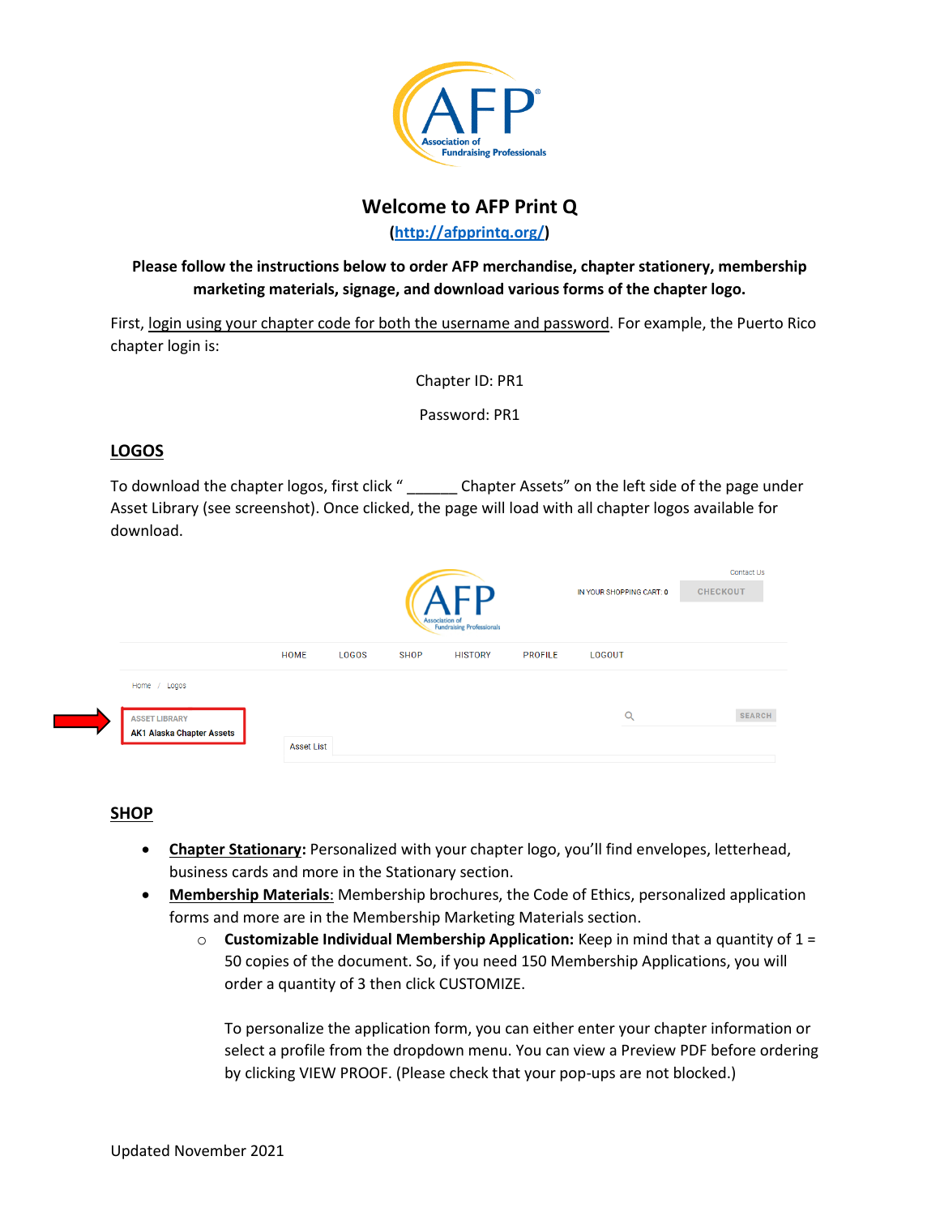# Welcome to AFP Print Q

**([http://afpprintq.org/](http://afpprintq.org/))**

**Please follow the instructions below to order AFP merchandise, chapter stationery, membership marketing materials, signage, and download various forms of the chapter logo.**

First, login using your chapter code for both the username and password. For example, the Puerto Rico chapter login is:

Chapter ID: PR1

Password: PR1

## LOGOS

To download the chapter logos, first click "\_\_\_\_\_\_ Chapter Assets" on the left side of the page under Asset Library (see screenshot). Once clicked, the page will load with all chapter logos available for download.

## SHOP

- **Chapter Stationary:** Personalized with your chapter logo, you'll find envelopes, letterhead, business cards and more in the Stationary section.
- **Membership Materials**: Membership brochures, the Code of Ethics, personalized application forms and more are in the Membership Marketing Materials section.
  - **Customizable Individual Membership Application:** Keep in mind that a quantity of 1 = 50 copies of the document. So, if you need 150 Membership Applications, you will order a quantity of 3 then click CUSTOMIZE.

    To personalize the application form, you can either enter your chapter information or select a profile from the dropdown menu. You can view a Preview PDF before ordering by clicking VIEW PROOF. (Please check that your pop-ups are not blocked.)

Updated November 2021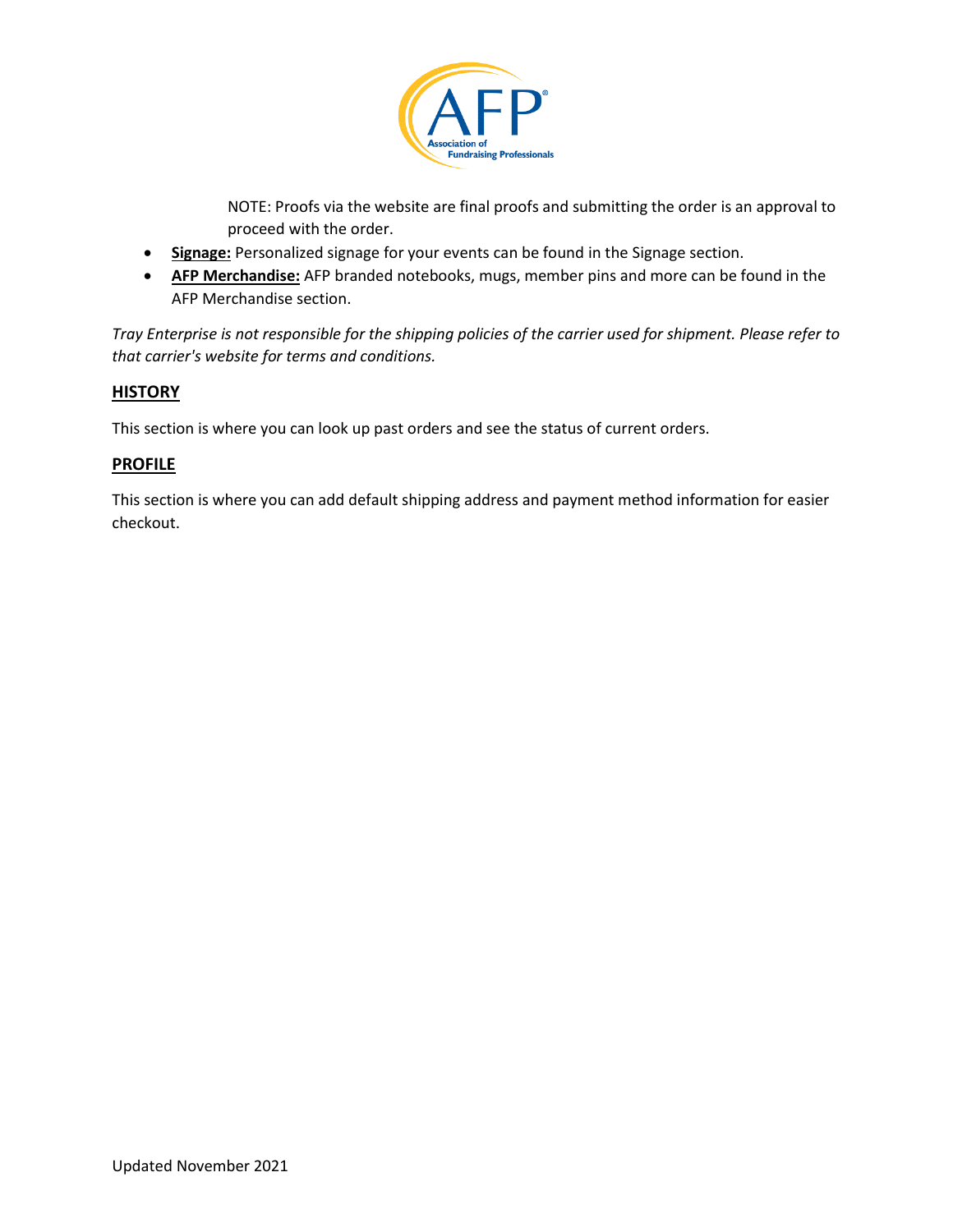NOTE: Proofs via the website are final proofs and submitting the order is an approval to proceed with the order.

- **Signage:** Personalized signage for your events can be found in the Signage section.
- **AFP Merchandise:** AFP branded notebooks, mugs, member pins and more can be found in the AFP Merchandise section.

*Tray Enterprise is not responsible for the shipping policies of the carrier used for shipment. Please refer to that carrier's website for terms and conditions.*

## HISTORY

This section is where you can look up past orders and see the status of current orders.

## PROFILE

This section is where you can add default shipping address and payment method information for easier checkout.

Updated November 2021